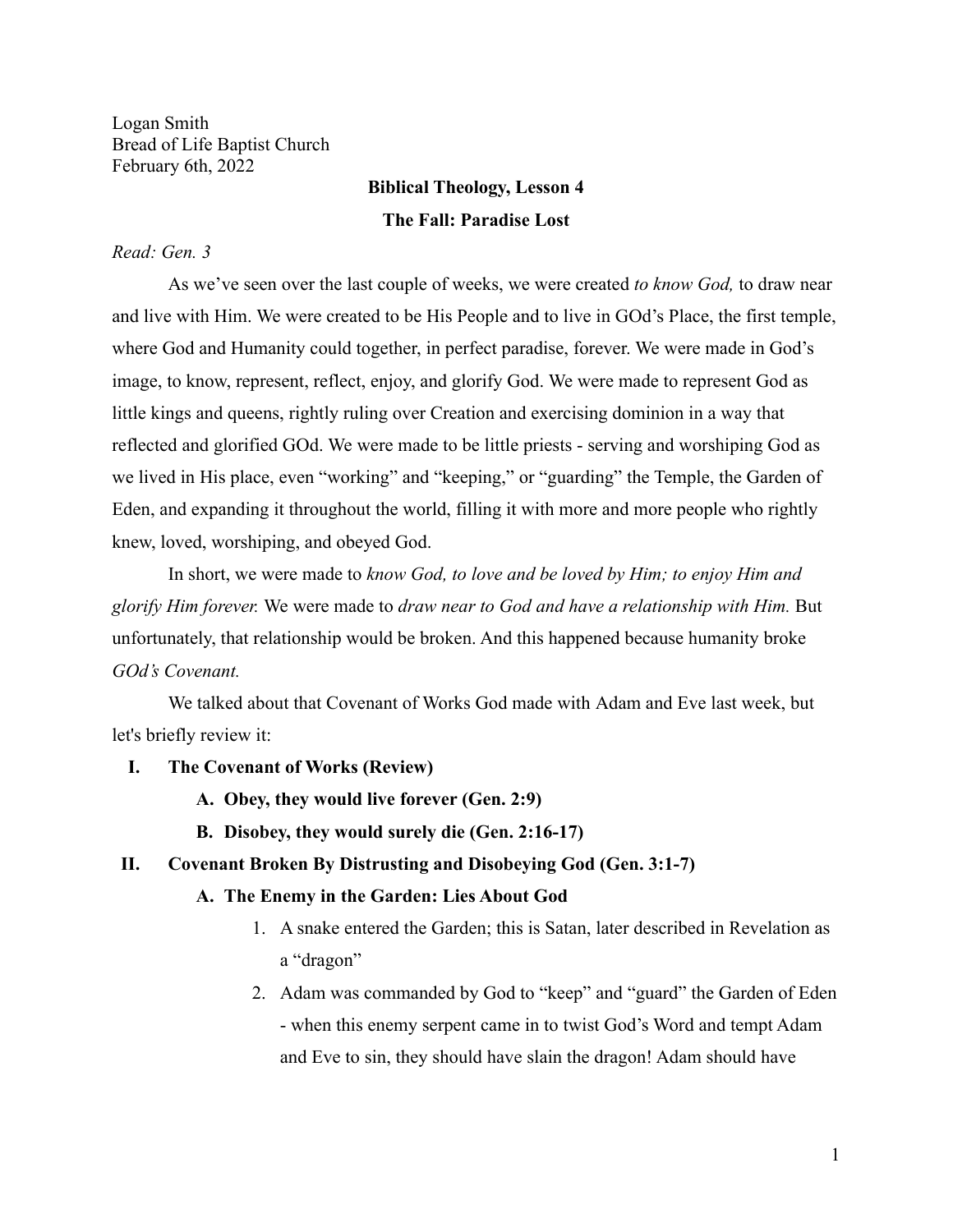Logan Smith
Bread of Life Baptist Church
February 6th, 2022

**Biblical Theology, Lesson 4**

**The Fall: Paradise Lost**

*Read: Gen. 3*

As we've seen over the last couple of weeks, we were created *to know God,* to draw near and live with Him. We were created to be His People and to live in GOd's Place, the first temple, where God and Humanity could together, in perfect paradise, forever. We were made in God's image, to know, represent, reflect, enjoy, and glorify God. We were made to represent God as little kings and queens, rightly ruling over Creation and exercising dominion in a way that reflected and glorified GOd. We were made to be little priests - serving and worshiping God as we lived in His place, even "working" and "keeping," or "guarding" the Temple, the Garden of Eden, and expanding it throughout the world, filling it with more and more people who rightly knew, loved, worshiping, and obeyed God.

In short, we were made to *know God, to love and be loved by Him; to enjoy Him and glorify Him forever.* We were made to *draw near to God and have a relationship with Him.* But unfortunately, that relationship would be broken. And this happened because humanity broke *GOd's Covenant.*

We talked about that Covenant of Works God made with Adam and Eve last week, but let's briefly review it:

**I. The Covenant of Works (Review)**

   **A. Obey, they would live forever (Gen. 2:9)**

   **B. Disobey, they would surely die (Gen. 2:16-17)**

**II. Covenant Broken By Distrusting and Disobeying God (Gen. 3:1-7)**

   **A. The Enemy in the Garden: Lies About God**

      1. A snake entered the Garden; this is Satan, later described in Revelation as a "dragon"
      2. Adam was commanded by God to "keep" and "guard" the Garden of Eden - when this enemy serpent came in to twist God's Word and tempt Adam and Eve to sin, they should have slain the dragon! Adam should have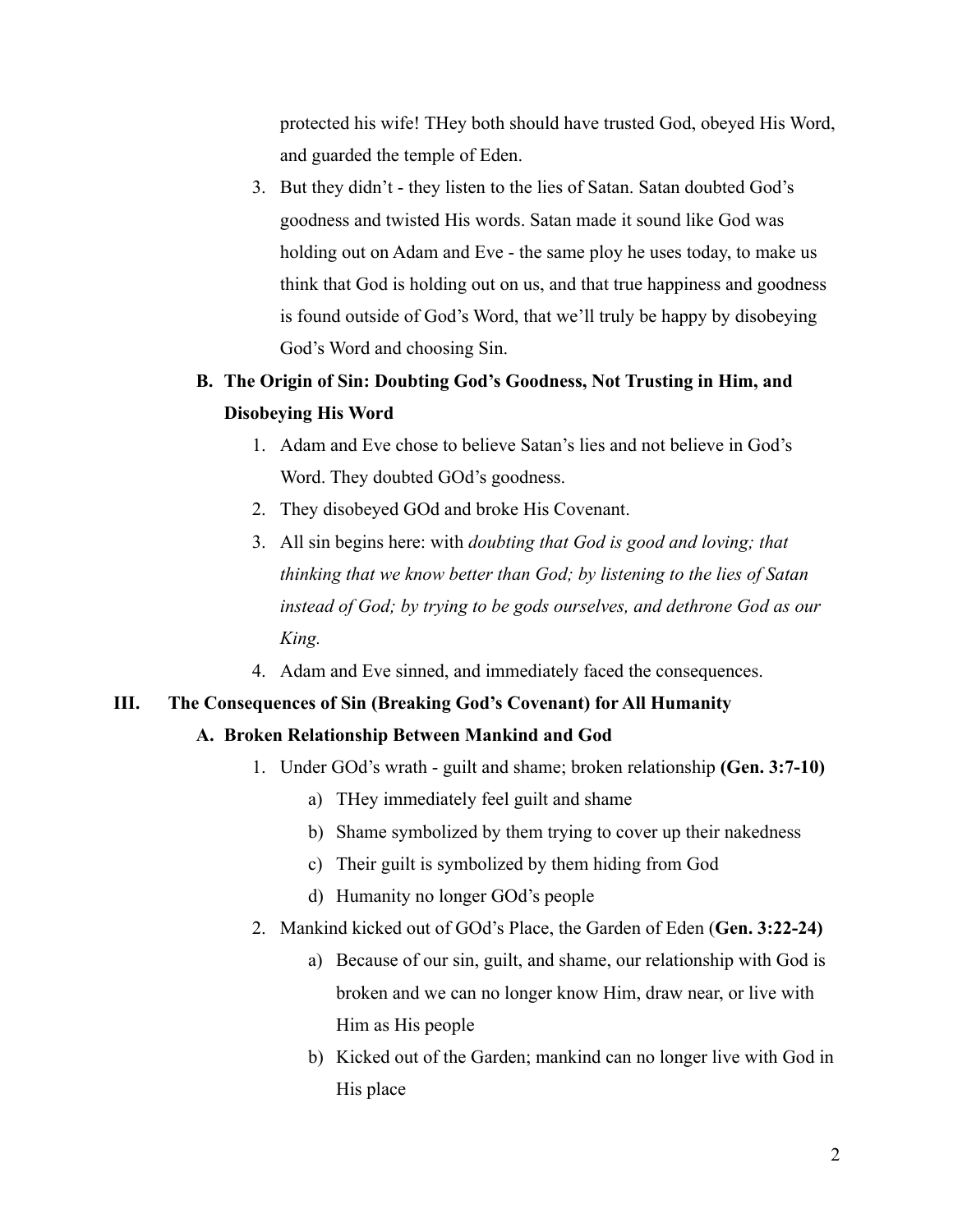protected his wife! THey both should have trusted God, obeyed His Word, and guarded the temple of Eden.

3. But they didn't - they listen to the lies of Satan. Satan doubted God's goodness and twisted His words. Satan made it sound like God was holding out on Adam and Eve - the same ploy he uses today, to make us think that God is holding out on us, and that true happiness and goodness is found outside of God's Word, that we'll truly be happy by disobeying God's Word and choosing Sin.

**B. The Origin of Sin: Doubting God's Goodness, Not Trusting in Him, and Disobeying His Word**

1. Adam and Eve chose to believe Satan's lies and not believe in God's Word. They doubted GOd's goodness.
2. They disobeyed GOd and broke His Covenant.
3. All sin begins here: with *doubting that God is good and loving; that thinking that we know better than God; by listening to the lies of Satan instead of God; by trying to be gods ourselves, and dethrone God as our King.*
4. Adam and Eve sinned, and immediately faced the consequences.

**III. The Consequences of Sin (Breaking God's Covenant) for All Humanity**

**A. Broken Relationship Between Mankind and God**

1. Under GOd's wrath - guilt and shame; broken relationship **(Gen. 3:7-10)**
   a) THey immediately feel guilt and shame
   b) Shame symbolized by them trying to cover up their nakedness
   c) Their guilt is symbolized by them hiding from God
   d) Humanity no longer GOd's people
2. Mankind kicked out of GOd's Place, the Garden of Eden (**Gen. 3:22-24)**
   a) Because of our sin, guilt, and shame, our relationship with God is broken and we can no longer know Him, draw near, or live with Him as His people
   b) Kicked out of the Garden; mankind can no longer live with God in His place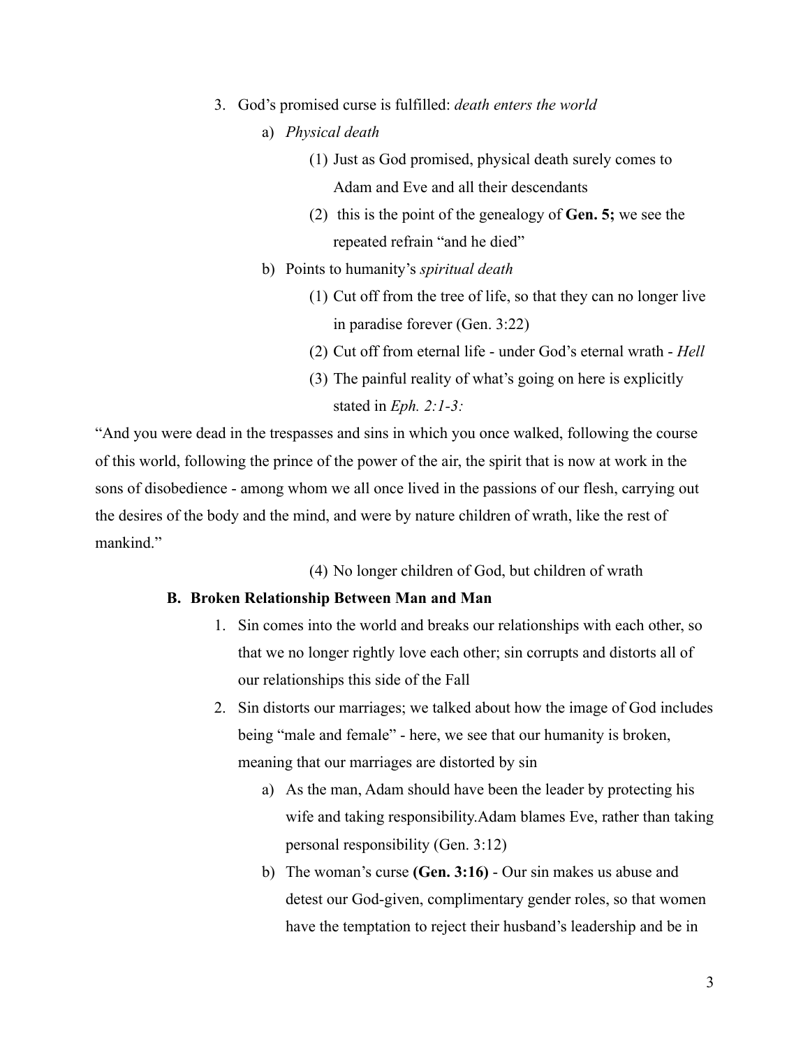3. God's promised curse is fulfilled: *death enters the world*
    a) *Physical death*
        (1) Just as God promised, physical death surely comes to Adam and Eve and all their descendants
        (2) this is the point of the genealogy of **Gen. 5;** we see the repeated refrain "and he died"
    b) Points to humanity's *spiritual death*
        (1) Cut off from the tree of life, so that they can no longer live in paradise forever (Gen. 3:22)
        (2) Cut off from eternal life - under God's eternal wrath - *Hell*
        (3) The painful reality of what's going on here is explicitly stated in *Eph. 2:1-3:*

"And you were dead in the trespasses and sins in which you once walked, following the course of this world, following the prince of the power of the air, the spirit that is now at work in the sons of disobedience - among whom we all once lived in the passions of our flesh, carrying out the desires of the body and the mind, and were by nature children of wrath, like the rest of mankind."

        (4) No longer children of God, but children of wrath

**B. Broken Relationship Between Man and Man**

1. Sin comes into the world and breaks our relationships with each other, so that we no longer rightly love each other; sin corrupts and distorts all of our relationships this side of the Fall
2. Sin distorts our marriages; we talked about how the image of God includes being "male and female" - here, we see that our humanity is broken, meaning that our marriages are distorted by sin
    a) As the man, Adam should have been the leader by protecting his wife and taking responsibility.Adam blames Eve, rather than taking personal responsibility (Gen. 3:12)
    b) The woman's curse **(Gen. 3:16)** - Our sin makes us abuse and detest our God-given, complimentary gender roles, so that women have the temptation to reject their husband's leadership and be in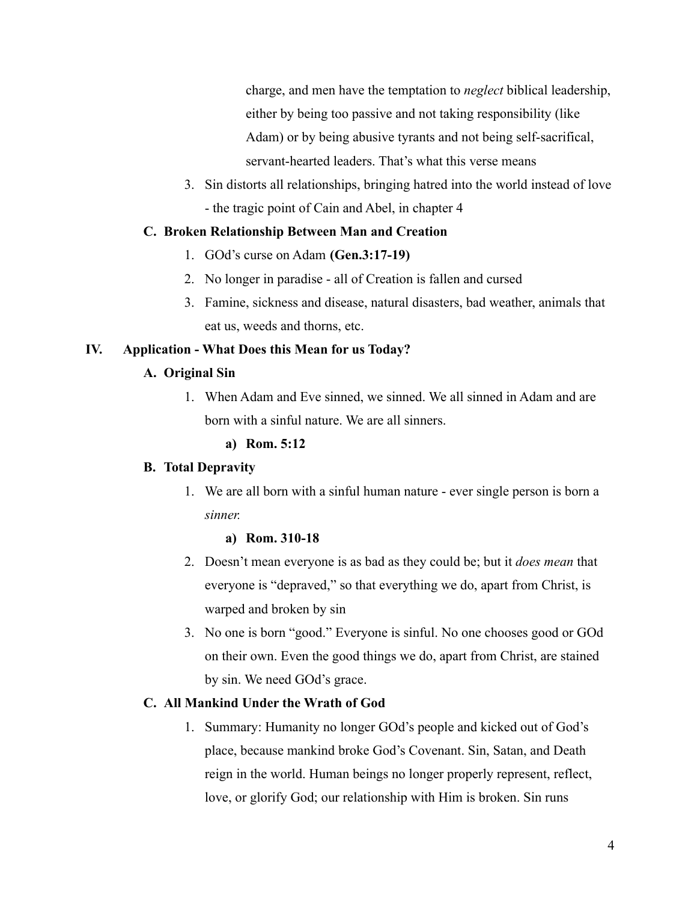charge, and men have the temptation to *neglect* biblical leadership, either by being too passive and not taking responsibility (like Adam) or by being abusive tyrants and not being self-sacrifical, servant-hearted leaders. That's what this verse means

3. Sin distorts all relationships, bringing hatred into the world instead of love - the tragic point of Cain and Abel, in chapter 4

### C. Broken Relationship Between Man and Creation

1. GOd's curse on Adam **(Gen.3:17-19)**
2. No longer in paradise - all of Creation is fallen and cursed
3. Famine, sickness and disease, natural disasters, bad weather, animals that eat us, weeds and thorns, etc.

## IV. Application - What Does this Mean for us Today?

### A. Original Sin

1. When Adam and Eve sinned, we sinned. We all sinned in Adam and are born with a sinful nature. We are all sinners.
   a) **Rom. 5:12**

### B. Total Depravity

1. We are all born with a sinful human nature - ever single person is born a *sinner.*
   a) **Rom. 310-18**
2. Doesn't mean everyone is as bad as they could be; but it *does mean* that everyone is "depraved," so that everything we do, apart from Christ, is warped and broken by sin
3. No one is born "good." Everyone is sinful. No one chooses good or GOd on their own. Even the good things we do, apart from Christ, are stained by sin. We need GOd's grace.

### C. All Mankind Under the Wrath of God

1. Summary: Humanity no longer GOd's people and kicked out of God's place, because mankind broke God's Covenant. Sin, Satan, and Death reign in the world. Human beings no longer properly represent, reflect, love, or glorify God; our relationship with Him is broken. Sin runs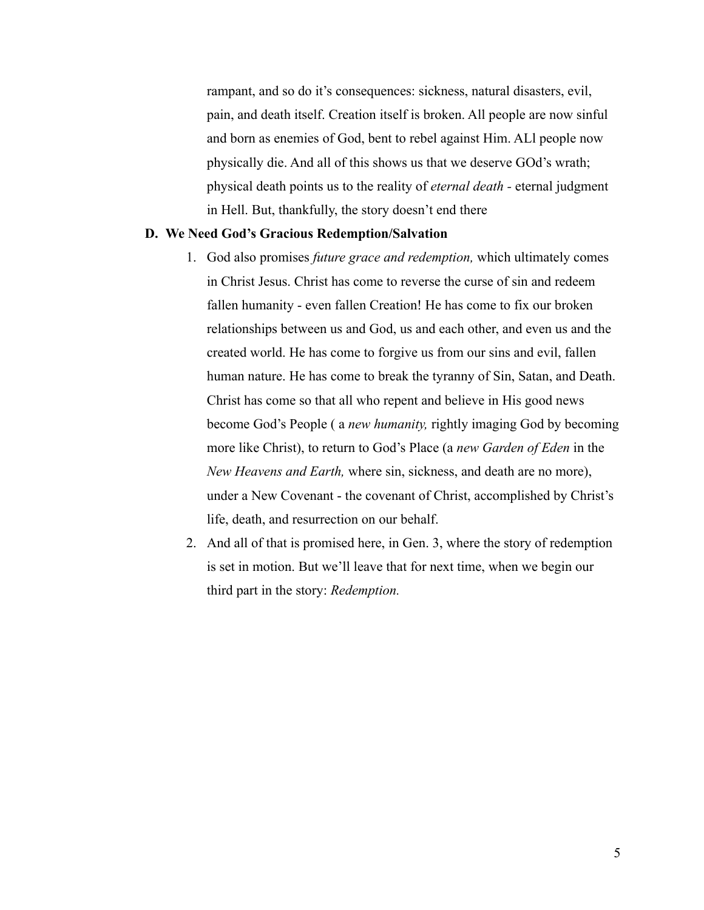rampant, and so do it's consequences: sickness, natural disasters, evil, pain, and death itself. Creation itself is broken. All people are now sinful and born as enemies of God, bent to rebel against Him. ALl people now physically die. And all of this shows us that we deserve GOd's wrath; physical death points us to the reality of *eternal death* - eternal judgment in Hell. But, thankfully, the story doesn't end there

**D. We Need God's Gracious Redemption/Salvation**

1. God also promises *future grace and redemption,* which ultimately comes in Christ Jesus. Christ has come to reverse the curse of sin and redeem fallen humanity - even fallen Creation! He has come to fix our broken relationships between us and God, us and each other, and even us and the created world. He has come to forgive us from our sins and evil, fallen human nature. He has come to break the tyranny of Sin, Satan, and Death. Christ has come so that all who repent and believe in His good news become God's People ( a *new humanity,* rightly imaging God by becoming more like Christ), to return to God's Place (a *new Garden of Eden* in the *New Heavens and Earth,* where sin, sickness, and death are no more), under a New Covenant - the covenant of Christ, accomplished by Christ's life, death, and resurrection on our behalf.
2. And all of that is promised here, in Gen. 3, where the story of redemption is set in motion. But we'll leave that for next time, when we begin our third part in the story: *Redemption.*